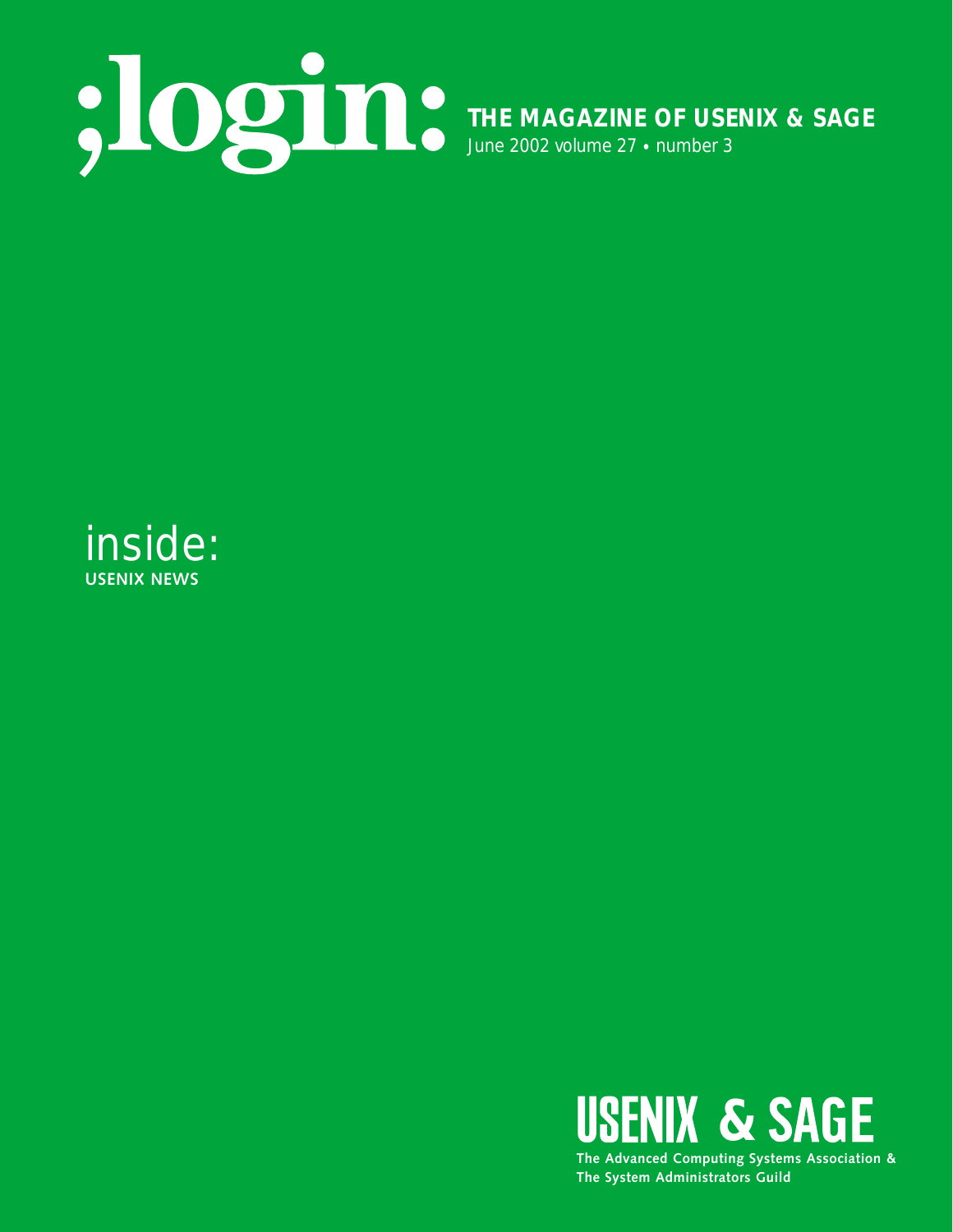# ;login:

**THE MAGAZINE OF USENIX & SAGE**

June 2002 volume 27 • number 3

inside:

**USENIX NEWS**

**USENIX & SAGE**

**The Advanced Computing Systems Association & The System Administrators Guild**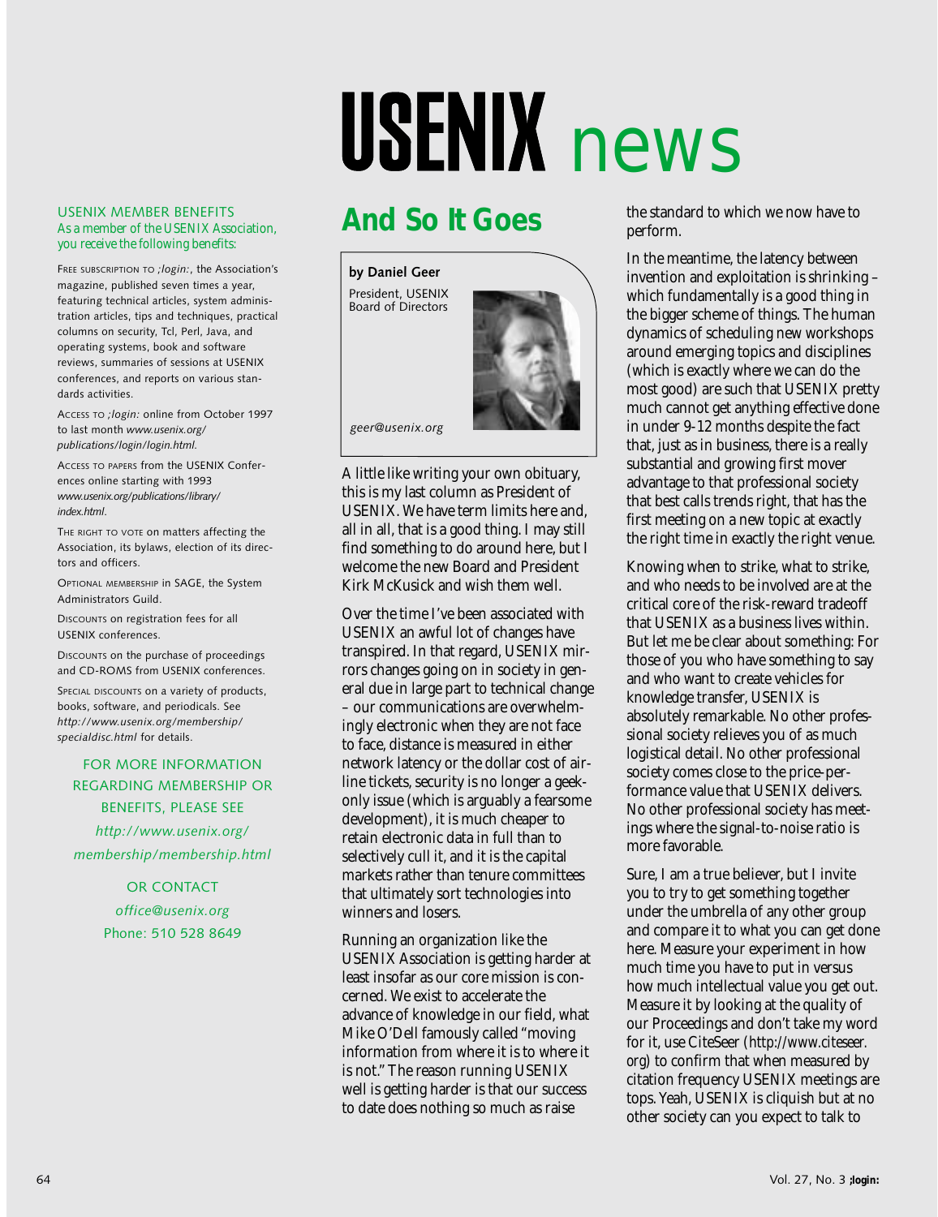# USENIX news

### USENIX MEMBER BENEFITS

*As a member of the USENIX Association, you receive the following benefits:*

FREE SUBSCRIPTION TO *;login:*, the Association's magazine, published seven times a year, featuring technical articles, system administration articles, tips and techniques, practical columns on security, Tcl, Perl, Java, and operating systems, book and software reviews, summaries of sessions at USENIX conferences, and reports on various standards activities.

ACCESS TO *;login:* online from October 1997 to last month *www.usenix.org/publications/login/login.html*.

ACCESS TO PAPERS from the USENIX Conferences online starting with 1993 *www.usenix.org/publications/library/index.html*.

THE RIGHT TO VOTE on matters affecting the Association, its bylaws, election of its directors and officers.

OPTIONAL MEMBERSHIP in SAGE, the System Administrators Guild.

DISCOUNTS on registration fees for all USENIX conferences.

DISCOUNTS on the purchase of proceedings and CD-ROMS from USENIX conferences.

SPECIAL DISCOUNTS on a variety of products, books, software, and periodicals. See *http://www.usenix.org/membership/specialdisc.html* for details.

FOR MORE INFORMATION REGARDING MEMBERSHIP OR BENEFITS, PLEASE SEE *http://www.usenix.org/membership/membership.html*

OR CONTACT *office@usenix.org* Phone: 510 528 8649

## And So It Goes

**by Daniel Geer**

President, USENIX Board of Directors

*geer@usenix.org*

A little like writing your own obituary, this is my last column as President of USENIX. We have term limits here and, all in all, that is a good thing. I may still find something to do around here, but I welcome the new Board and President Kirk McKusick and wish them well.

Over the time I've been associated with USENIX an awful lot of changes have transpired. In that regard, USENIX mirrors changes going on in society in general due in large part to technical change – our communications are overwhelmingly electronic when they are not face to face, distance is measured in either network latency or the dollar cost of airline tickets, security is no longer a geek-only issue (which is arguably a fearsome development), it is much cheaper to retain electronic data in full than to selectively cull it, and it is the capital markets rather than tenure committees that ultimately sort technologies into winners and losers.

Running an organization like the USENIX Association is getting harder at least insofar as our core mission is concerned. We exist to accelerate the advance of knowledge in our field, what Mike O'Dell famously called "moving information from where it is to where it is not." The reason running USENIX well is getting harder is that our success to date does nothing so much as raise the standard to which we now have to perform.

In the meantime, the latency between invention and exploitation is shrinking – which fundamentally is a good thing in the bigger scheme of things. The human dynamics of scheduling new workshops around emerging topics and disciplines (which is exactly where we can do the most good) are such that USENIX pretty much cannot get anything effective done in under 9-12 months despite the fact that, just as in business, there is a really substantial and growing first mover advantage to that professional society that best calls trends right, that has the first meeting on a new topic at exactly the right time in exactly the right venue.

Knowing when to strike, what to strike, and who needs to be involved are at the critical core of the risk-reward tradeoff that USENIX as a business lives within. But let me be clear about something: For those of you who have something to say and who want to create vehicles for knowledge transfer, USENIX is absolutely remarkable. No other professional society relieves you of as much logistical detail. No other professional society comes close to the price-performance value that USENIX delivers. No other professional society has meetings where the signal-to-noise ratio is more favorable.

Sure, I am a true believer, but I invite you to try to get something together under the umbrella of any other group and compare it to what you can get done here. Measure your experiment in how much time you have to put in versus how much intellectual value you get out. Measure it by looking at the quality of our Proceedings and don't take my word for it, use CiteSeer (http://www.citeseer.org) to confirm that when measured by citation frequency USENIX meetings are tops. Yeah, USENIX is cliquish but at no other society can you expect to talk to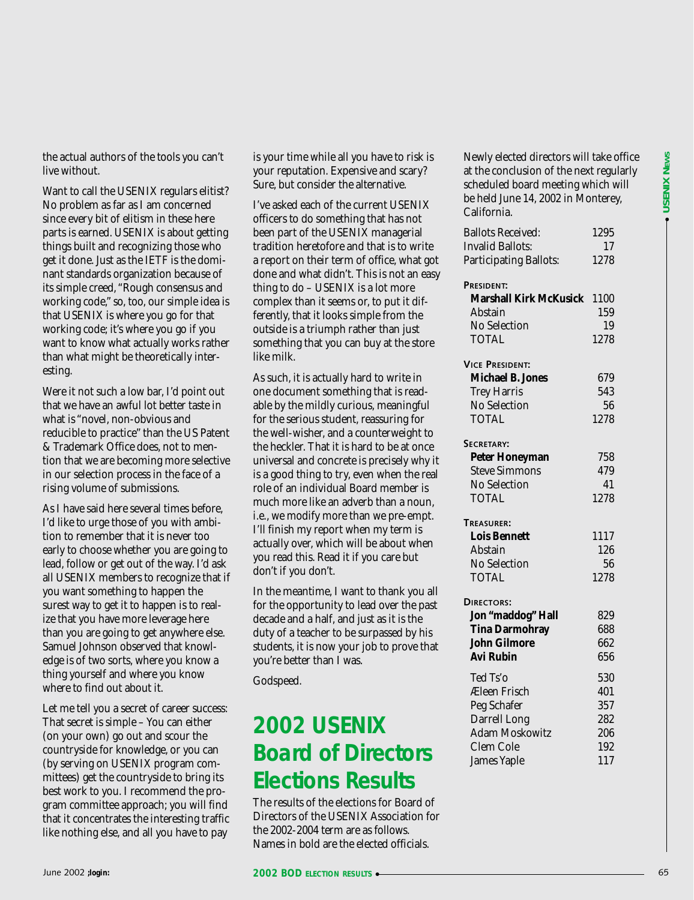the actual authors of the tools you can't live without.

Want to call the USENIX regulars elitist? No problem as far as I am concerned since every bit of elitism in these here parts is earned. USENIX is about getting things built and recognizing those who get it done. Just as the IETF is the dominant standards organization because of its simple creed, "Rough consensus and working code," so, too, our simple idea is that USENIX is where you go for that working code; it's where you go if you want to know what actually works rather than what might be theoretically interesting.

Were it not such a low bar, I'd point out that we have an awful lot better taste in what is "novel, non-obvious and reducible to practice" than the US Patent & Trademark Office does, not to mention that we are becoming more selective in our selection process in the face of a rising volume of submissions.

As I have said here several times before, I'd like to urge those of you with ambition to remember that it is never too early to choose whether you are going to lead, follow or get out of the way. I'd ask all USENIX members to recognize that if you want something to happen the surest way to get it to happen is to realize that you have more leverage here than you are going to get anywhere else. Samuel Johnson observed that knowledge is of two sorts, where you know a thing yourself and where you know where to find out about it.

Let me tell you a secret of career success: That secret is simple – You can either (on your own) go out and scour the countryside for knowledge, or you can (by serving on USENIX program committees) get the countryside to bring its best work to you. I recommend the program committee approach; you will find that it concentrates the interesting traffic like nothing else, and all you have to pay is your time while all you have to risk is your reputation. Expensive and scary? Sure, but consider the alternative.

I've asked each of the current USENIX officers to do something that has not been part of the USENIX managerial tradition heretofore and that is to write a report on their term of office, what got done and what didn't. This is not an easy thing to do – USENIX is a lot more complex than it seems or, to put it differently, that it looks simple from the outside is a triumph rather than just something that you can buy at the store like milk.

As such, it is actually hard to write in one document something that is readable by the mildly curious, meaningful for the serious student, reassuring for the well-wisher, and a counterweight to the heckler. That it is hard to be at once universal and concrete is precisely why it is a good thing to try, even when the real role of an individual Board member is much more like an adverb than a noun, i.e., we modify more than we pre-empt. I'll finish my report when my term is actually over, which will be about when you read this. Read it if you care but don't if you don't.

In the meantime, I want to thank you all for the opportunity to lead over the past decade and a half, and just as it is the duty of a teacher to be surpassed by his students, it is now your job to prove that you're better than I was.

Godspeed.

# 2002 USENIX Board of Directors Elections Results

The results of the elections for Board of Directors of the USENIX Association for the 2002-2004 term are as follows. Names in bold are the elected officials.

Newly elected directors will take office at the conclusion of the next regularly scheduled board meeting which will be held June 14, 2002 in Monterey, California.

| | |
|---|---|
| Ballots Received: | 1295 |
| Invalid Ballots: | 17 |
| Participating Ballots: | 1278 |

**President:**

| | |
|---|---|
| **Marshall Kirk McKusick** | 1100 |
| Abstain | 159 |
| No Selection | 19 |
| TOTAL | 1278 |

**Vice President:**

| | |
|---|---|
| **Michael B. Jones** | 679 |
| Trey Harris | 543 |
| No Selection | 56 |
| TOTAL | 1278 |

**Secretary:**

| | |
|---|---|
| **Peter Honeyman** | 758 |
| Steve Simmons | 479 |
| No Selection | 41 |
| TOTAL | 1278 |

**Treasurer:**

| | |
|---|---|
| **Lois Bennett** | 1117 |
| Abstain | 126 |
| No Selection | 56 |
| TOTAL | 1278 |

**Directors:**

| | |
|---|---|
| **Jon "maddog" Hall** | 829 |
| **Tina Darmohray** | 688 |
| **John Gilmore** | 662 |
| **Avi Rubin** | 656 |
| Ted Ts'o | 530 |
| Æleen Frisch | 401 |
| Peg Schafer | 357 |
| Darrell Long | 282 |
| Adam Moskowitz | 206 |
| Clem Cole | 192 |
| James Yaple | 117 |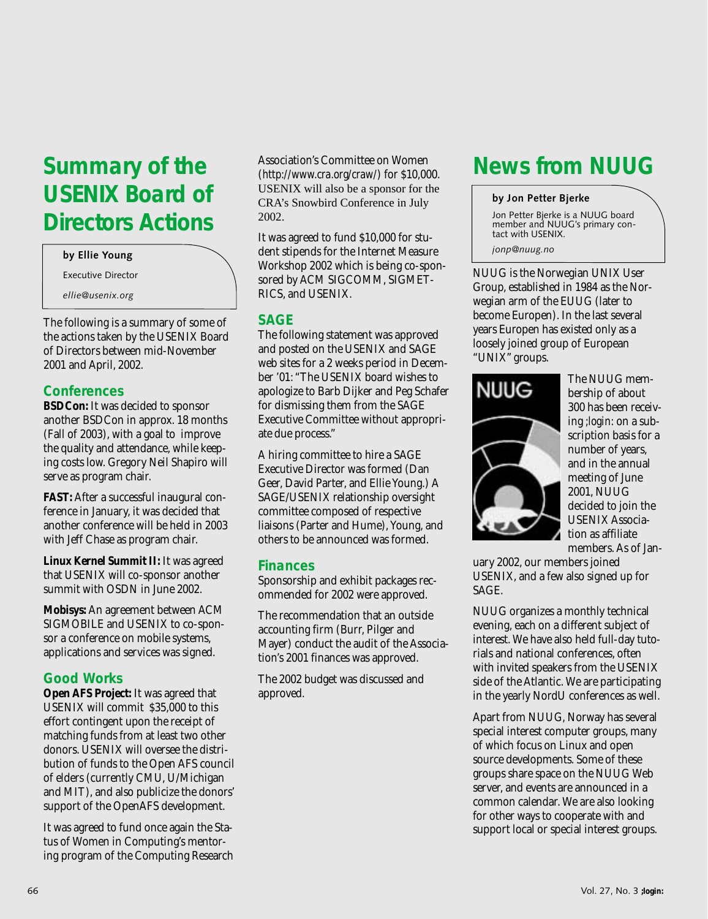# Summary of the USENIX Board of Directors Actions

**by Ellie Young**

Executive Director

*ellie@usenix.org*

The following is a summary of some of the actions taken by the USENIX Board of Directors between mid-November 2001 and April, 2002.

## Conferences

**BSDCon:** It was decided to sponsor another BSDCon in approx. 18 months (Fall of 2003), with a goal to improve the quality and attendance, while keeping costs low. Gregory Neil Shapiro will serve as program chair.

**FAST:** After a successful inaugural conference in January, it was decided that another conference will be held in 2003 with Jeff Chase as program chair.

**Linux Kernel Summit II:** It was agreed that USENIX will co-sponsor another summit with OSDN in June 2002.

**Mobisys:** An agreement between ACM SIGMOBILE and USENIX to co-sponsor a conference on mobile systems, applications and services was signed.

## Good Works

**Open AFS Project:** It was agreed that USENIX will commit $35,000 to this effort contingent upon the receipt of matching funds from at least two other donors. USENIX will oversee the distribution of funds to the Open AFS council of elders (currently CMU, U/Michigan and MIT), and also publicize the donors' support of the OpenAFS development.

It was agreed to fund once again the Status of Women in Computing's mentoring program of the Computing Research Association's Committee on Women (http://www.cra.org/craw/) for $10,000. USENIX will also be a sponsor for the CRA's Snowbird Conference in July 2002.

It was agreed to fund $10,000 for student stipends for the Internet Measure Workshop 2002 which is being co-sponsored by ACM SIGCOMM, SIGMETRICS, and USENIX.

## SAGE

The following statement was approved and posted on the USENIX and SAGE web sites for a 2 weeks period in December '01: "The USENIX board wishes to apologize to Barb Dijker and Peg Schafer for dismissing them from the SAGE Executive Committee without appropriate due process."

A hiring committee to hire a SAGE Executive Director was formed (Dan Geer, David Parter, and Ellie Young.) A SAGE/USENIX relationship oversight committee composed of respective liaisons (Parter and Hume), Young, and others to be announced was formed.

## Finances

Sponsorship and exhibit packages recommended for 2002 were approved.

The recommendation that an outside accounting firm (Burr, Pilger and Mayer) conduct the audit of the Association's 2001 finances was approved.

The 2002 budget was discussed and approved.

# News from NUUG

**by Jon Petter Bjerke**

Jon Petter Bjerke is a NUUG board member and NUUG's primary contact with USENIX.

*jonp@nuug.no*

NUUG is the Norwegian UNIX User Group, established in 1984 as the Norwegian arm of the EUUG (later to become Europen). In the last several years Europen has existed only as a loosely joined group of European "UNIX" groups.

The NUUG membership of about 300 has been receiving *;login:* on a subscription basis for a number of years, and in the annual meeting of June 2001, NUUG decided to join the USENIX Association as affiliate members. As of January 2002, our members joined USENIX, and a few also signed up for SAGE.

NUUG organizes a monthly technical evening, each on a different subject of interest. We have also held full-day tutorials and national conferences, often with invited speakers from the USENIX side of the Atlantic. We are participating in the yearly NordU conferences as well.

Apart from NUUG, Norway has several special interest computer groups, many of which focus on Linux and open source developments. Some of these groups share space on the NUUG Web server, and events are announced in a common calendar. We are also looking for other ways to cooperate with and support local or special interest groups.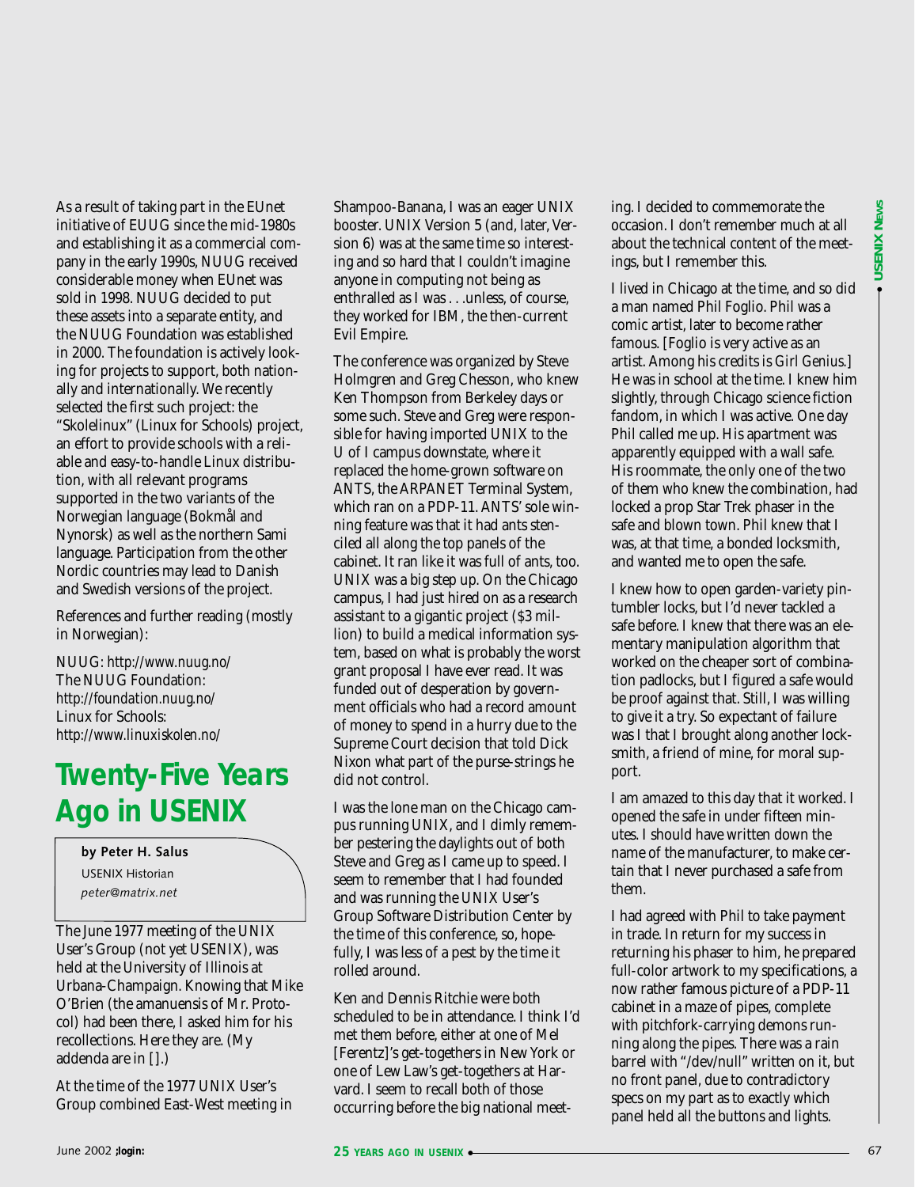As a result of taking part in the EUnet initiative of EUUG since the mid-1980s and establishing it as a commercial company in the early 1990s, NUUG received considerable money when EUnet was sold in 1998. NUUG decided to put these assets into a separate entity, and the NUUG Foundation was established in 2000. The foundation is actively looking for projects to support, both nationally and internationally. We recently selected the first such project: the "Skolelinux" (Linux for Schools) project, an effort to provide schools with a reliable and easy-to-handle Linux distribution, with all relevant programs supported in the two variants of the Norwegian language (Bokmål and Nynorsk) as well as the northern Sami language. Participation from the other Nordic countries may lead to Danish and Swedish versions of the project.

References and further reading (mostly in Norwegian):

NUUG: *http://www.nuug.no/*
The NUUG Foundation: *http://foundation.nuug.no/*
Linux for Schools: *http://www.linuxiskolen.no/*

# Twenty-Five Years Ago in USENIX

**by Peter H. Salus**
USENIX Historian
*peter@matrix.net*

The June 1977 meeting of the UNIX User's Group (not yet USENIX), was held at the University of Illinois at Urbana-Champaign. Knowing that Mike O'Brien (the amanuensis of Mr. Protocol) had been there, I asked him for his recollections. Here they are. (My addenda are in [].)

At the time of the 1977 UNIX User's Group combined East-West meeting in Shampoo-Banana, I was an eager UNIX booster. UNIX Version 5 (and, later, Version 6) was at the same time so interesting and so hard that I couldn't imagine anyone in computing not being as enthralled as I was . . .unless, of course, they worked for IBM, the then-current Evil Empire.

The conference was organized by Steve Holmgren and Greg Chesson, who knew Ken Thompson from Berkeley days or some such. Steve and Greg were responsible for having imported UNIX to the U of I campus downstate, where it replaced the home-grown software on ANTS, the ARPANET Terminal System, which ran on a PDP-11. ANTS' sole winning feature was that it had ants stenciled all along the top panels of the cabinet. It ran like it was full of ants, too. UNIX was a big step up. On the Chicago campus, I had just hired on as a research assistant to a gigantic project ($3 million) to build a medical information system, based on what is probably the worst grant proposal I have ever read. It was funded out of desperation by government officials who had a record amount of money to spend in a hurry due to the Supreme Court decision that told Dick Nixon what part of the purse-strings he did not control.

I was the lone man on the Chicago campus running UNIX, and I dimly remember pestering the daylights out of both Steve and Greg as I came up to speed. I seem to remember that I had founded and was running the UNIX User's Group Software Distribution Center by the time of this conference, so, hopefully, I was less of a pest by the time it rolled around.

Ken and Dennis Ritchie were both scheduled to be in attendance. I think I'd met them before, either at one of Mel [Ferentz]'s get-togethers in New York or one of Lew Law's get-togethers at Harvard. I seem to recall both of those occurring before the big national meeting. I decided to commemorate the occasion. I don't remember much at all about the technical content of the meetings, but I remember this.

I lived in Chicago at the time, and so did a man named Phil Foglio. Phil was a comic artist, later to become rather famous. [Foglio is very active as an artist. Among his credits is *Girl Genius*.] He was in school at the time. I knew him slightly, through Chicago science fiction fandom, in which I was active. One day Phil called me up. His apartment was apparently equipped with a wall safe. His roommate, the only one of the two of them who knew the combination, had locked a prop Star Trek phaser in the safe and blown town. Phil knew that I was, at that time, a bonded locksmith, and wanted me to open the safe.

I knew how to open garden-variety pin-tumbler locks, but I'd never tackled a safe before. I knew that there was an elementary manipulation algorithm that worked on the cheaper sort of combination padlocks, but I figured a safe would be proof against that. Still, I was willing to give it a try. So expectant of failure was I that I brought along another locksmith, a friend of mine, for moral support.

I am amazed to this day that it worked. I opened the safe in under fifteen minutes. I should have written down the name of the manufacturer, to make certain that I never purchased a safe from them.

I had agreed with Phil to take payment in trade. In return for my success in returning his phaser to him, he prepared full-color artwork to my specifications, a now rather famous picture of a PDP-11 cabinet in a maze of pipes, complete with pitchfork-carrying demons running along the pipes. There was a rain barrel with "/dev/null" written on it, but no front panel, due to contradictory specs on my part as to exactly which panel held all the buttons and lights.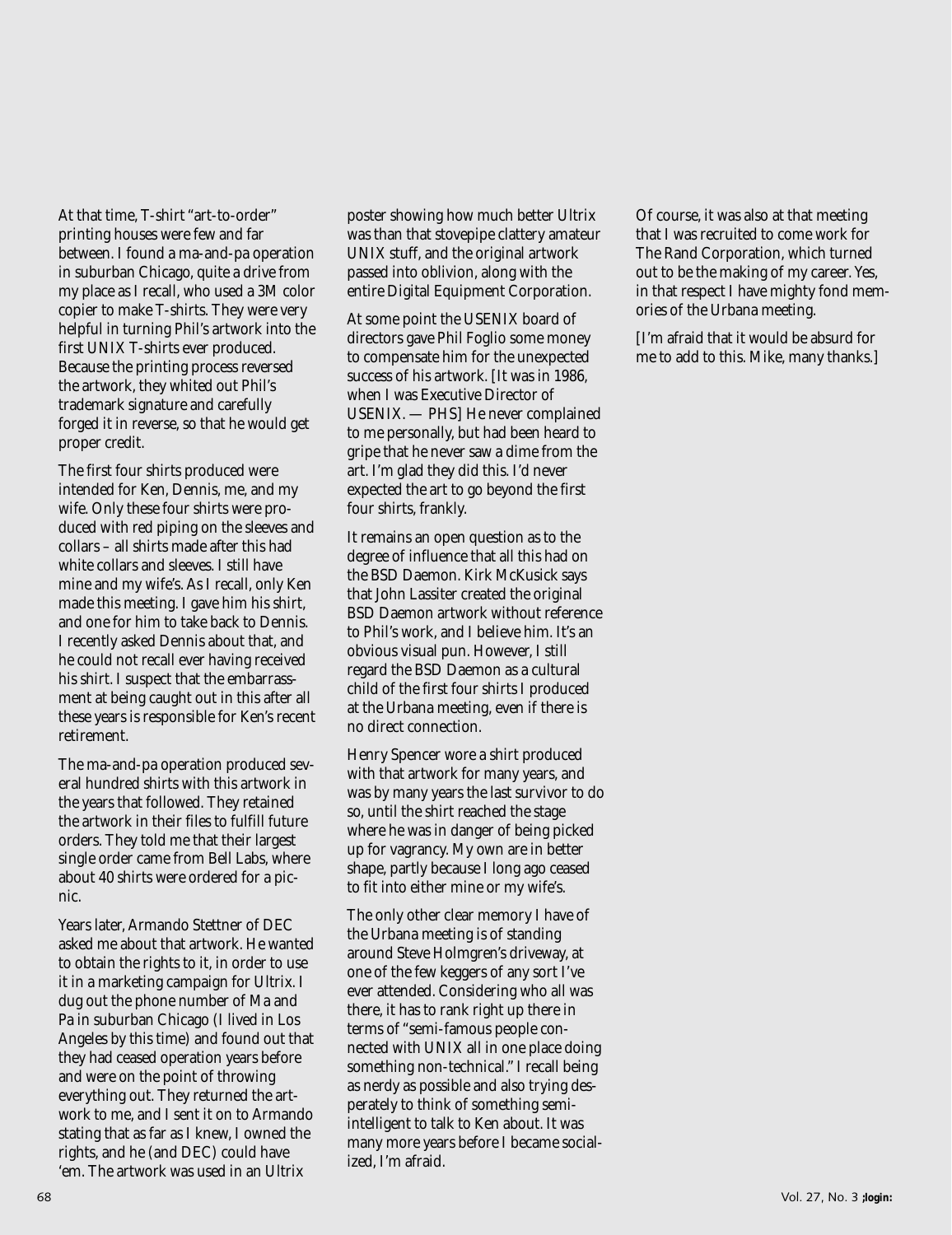At that time, T-shirt "art-to-order" printing houses were few and far between. I found a ma-and-pa operation in suburban Chicago, quite a drive from my place as I recall, who used a 3M color copier to make T-shirts. They were very helpful in turning Phil's artwork into the first UNIX T-shirts ever produced. Because the printing process reversed the artwork, they whited out Phil's trademark signature and carefully forged it in reverse, so that he would get proper credit.

The first four shirts produced were intended for Ken, Dennis, me, and my wife. Only these four shirts were produced with red piping on the sleeves and collars – all shirts made after this had white collars and sleeves. I still have mine and my wife's. As I recall, only Ken made this meeting. I gave him his shirt, and one for him to take back to Dennis. I recently asked Dennis about that, and he could not recall ever having received his shirt. I suspect that the embarrassment at being caught out in this after all these years is responsible for Ken's recent retirement.

The ma-and-pa operation produced several hundred shirts with this artwork in the years that followed. They retained the artwork in their files to fulfill future orders. They told me that their largest single order came from Bell Labs, where about 40 shirts were ordered for a picnic.

Years later, Armando Stettner of DEC asked me about that artwork. He wanted to obtain the rights to it, in order to use it in a marketing campaign for Ultrix. I dug out the phone number of Ma and Pa in suburban Chicago (I lived in Los Angeles by this time) and found out that they had ceased operation years before and were on the point of throwing everything out. They returned the artwork to me, and I sent it on to Armando stating that as far as I knew, I owned the rights, and he (and DEC) could have 'em. The artwork was used in an Ultrix poster showing how much better Ultrix was than that stovepipe clattery amateur UNIX stuff, and the original artwork passed into oblivion, along with the entire Digital Equipment Corporation.

At some point the USENIX board of directors gave Phil Foglio some money to compensate him for the unexpected success of his artwork. [It was in 1986, when I was Executive Director of USENIX. — PHS] He never complained to me personally, but had been heard to gripe that he never saw a dime from the art. I'm glad they did this. I'd never expected the art to go beyond the first four shirts, frankly.

It remains an open question as to the degree of influence that all this had on the BSD Daemon. Kirk McKusick says that John Lassiter created the original BSD Daemon artwork without reference to Phil's work, and I believe him. It's an obvious visual pun. However, I still regard the BSD Daemon as a cultural child of the first four shirts I produced at the Urbana meeting, even if there is no direct connection.

Henry Spencer wore a shirt produced with that artwork for many years, and was by many years the last survivor to do so, until the shirt reached the stage where he was in danger of being picked up for vagrancy. My own are in better shape, partly because I long ago ceased to fit into either mine or my wife's.

The only other clear memory I have of the Urbana meeting is of standing around Steve Holmgren's driveway, at one of the few keggers of any sort I've ever attended. Considering who all was there, it has to rank right up there in terms of "semi-famous people connected with UNIX all in one place doing something non-technical." I recall being as nerdy as possible and also trying desperately to think of something semi-intelligent to talk to Ken about. It was many more years before I became socialized, I'm afraid.

Of course, it was also at that meeting that I was recruited to come work for The Rand Corporation, which turned out to be the making of my career. Yes, in that respect I have mighty fond memories of the Urbana meeting.

[I'm afraid that it would be absurd for me to add to this. Mike, many thanks.]